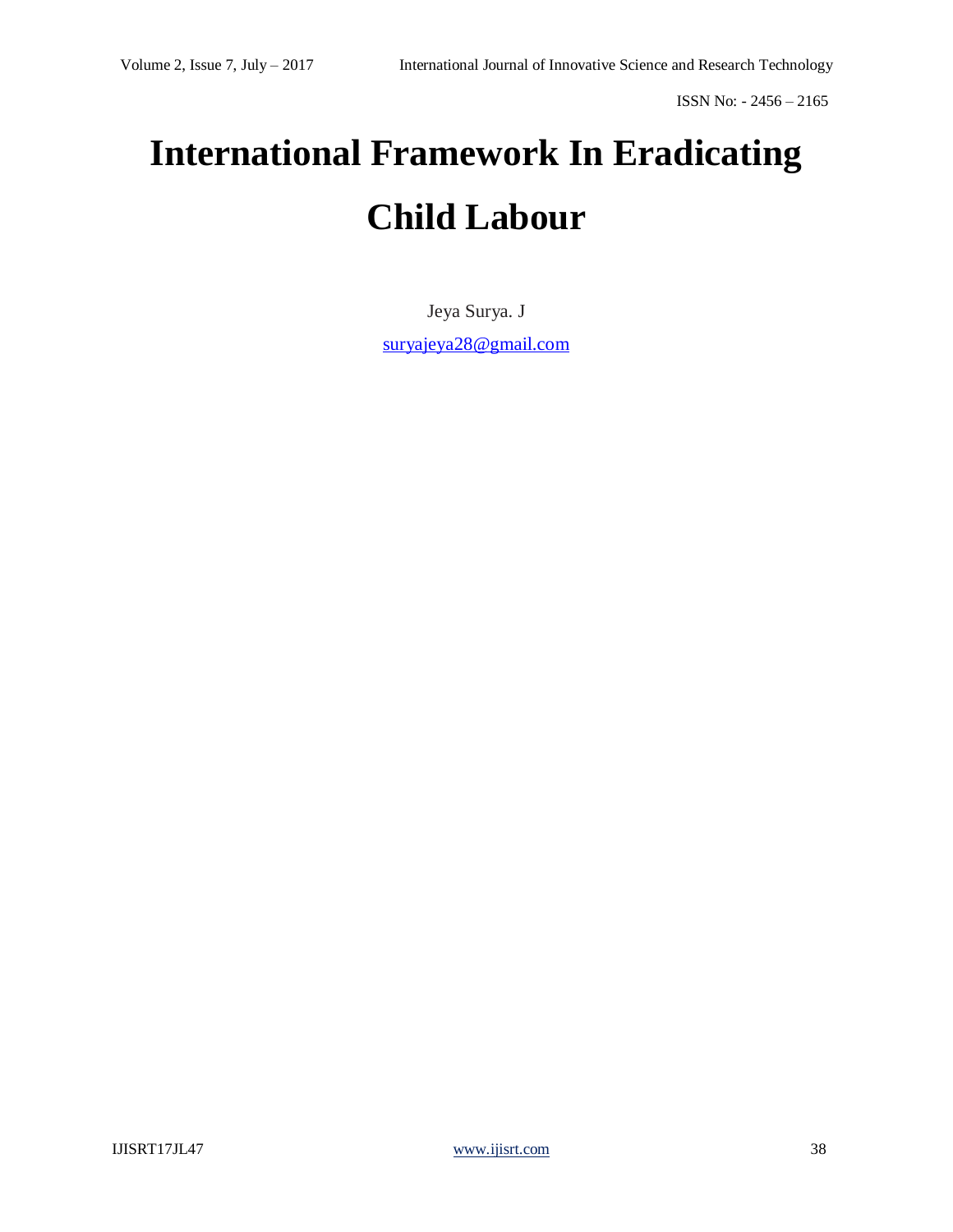# International Framework In Eradicating Child Labour

Jeya Surya. J

suryajeya28@gmail.com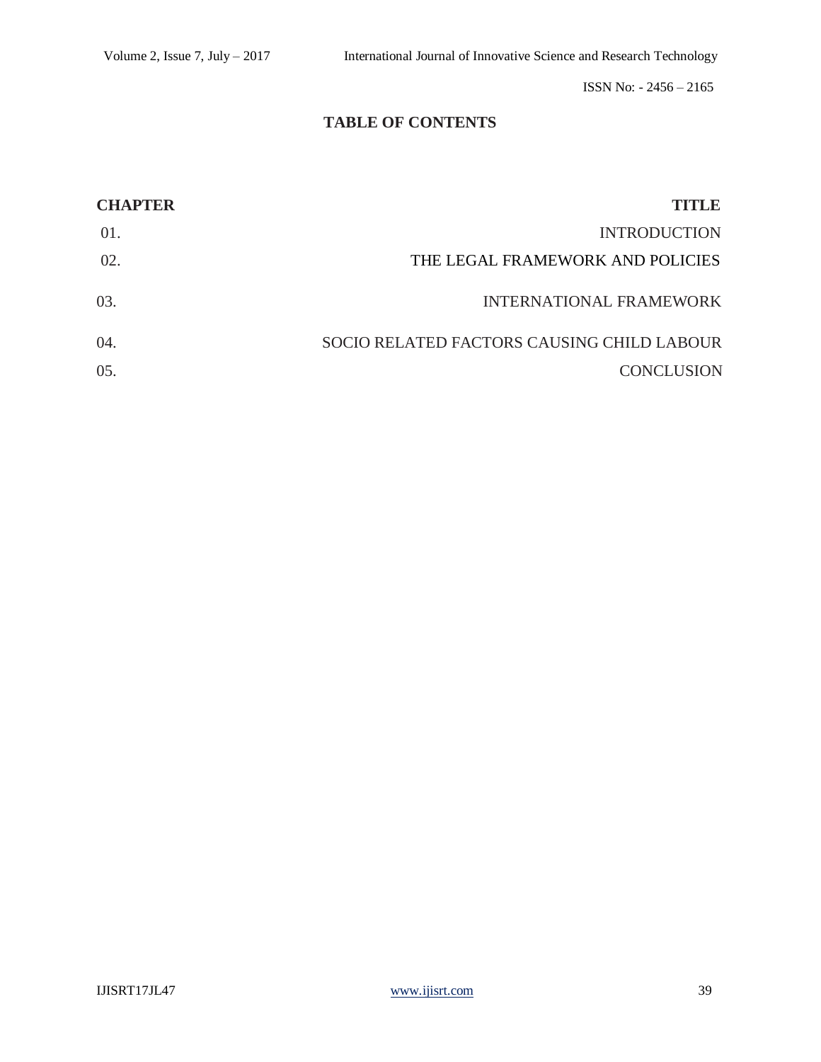## TABLE OF CONTENTS

| CHAPTER | TITLE |
|---|---|
| 01. | INTRODUCTION |
| 02. | THE LEGAL FRAMEWORK AND POLICIES |
| 03. | INTERNATIONAL FRAMEWORK |
| 04. | SOCIO RELATED FACTORS CAUSING CHILD LABOUR |
| 05. | CONCLUSION |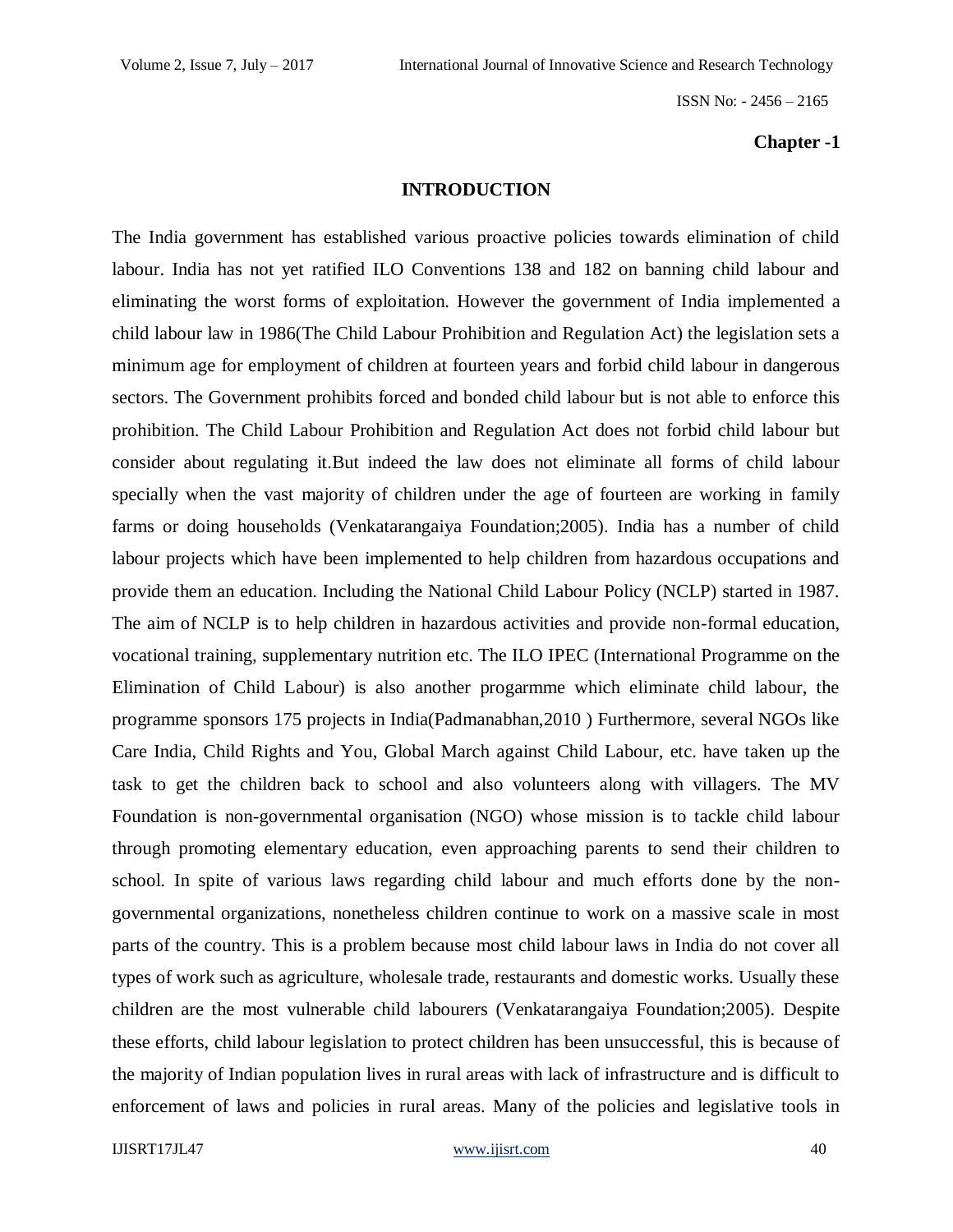**Chapter -1**

## INTRODUCTION

The India government has established various proactive policies towards elimination of child labour. India has not yet ratified ILO Conventions 138 and 182 on banning child labour and eliminating the worst forms of exploitation. However the government of India implemented a child labour law in 1986(The Child Labour Prohibition and Regulation Act) the legislation sets a minimum age for employment of children at fourteen years and forbid child labour in dangerous sectors. The Government prohibits forced and bonded child labour but is not able to enforce this prohibition. The Child Labour Prohibition and Regulation Act does not forbid child labour but consider about regulating it.But indeed the law does not eliminate all forms of child labour specially when the vast majority of children under the age of fourteen are working in family farms or doing households (Venkatarangaiya Foundation;2005). India has a number of child labour projects which have been implemented to help children from hazardous occupations and provide them an education. Including the National Child Labour Policy (NCLP) started in 1987. The aim of NCLP is to help children in hazardous activities and provide non-formal education, vocational training, supplementary nutrition etc. The ILO IPEC (International Programme on the Elimination of Child Labour) is also another progarmme which eliminate child labour, the programme sponsors 175 projects in India(Padmanabhan,2010 ) Furthermore, several NGOs like Care India, Child Rights and You, Global March against Child Labour, etc. have taken up the task to get the children back to school and also volunteers along with villagers. The MV Foundation is non-governmental organisation (NGO) whose mission is to tackle child labour through promoting elementary education, even approaching parents to send their children to school. In spite of various laws regarding child labour and much efforts done by the non-governmental organizations, nonetheless children continue to work on a massive scale in most parts of the country. This is a problem because most child labour laws in India do not cover all types of work such as agriculture, wholesale trade, restaurants and domestic works. Usually these children are the most vulnerable child labourers (Venkatarangaiya Foundation;2005). Despite these efforts, child labour legislation to protect children has been unsuccessful, this is because of the majority of Indian population lives in rural areas with lack of infrastructure and is difficult to enforcement of laws and policies in rural areas. Many of the policies and legislative tools in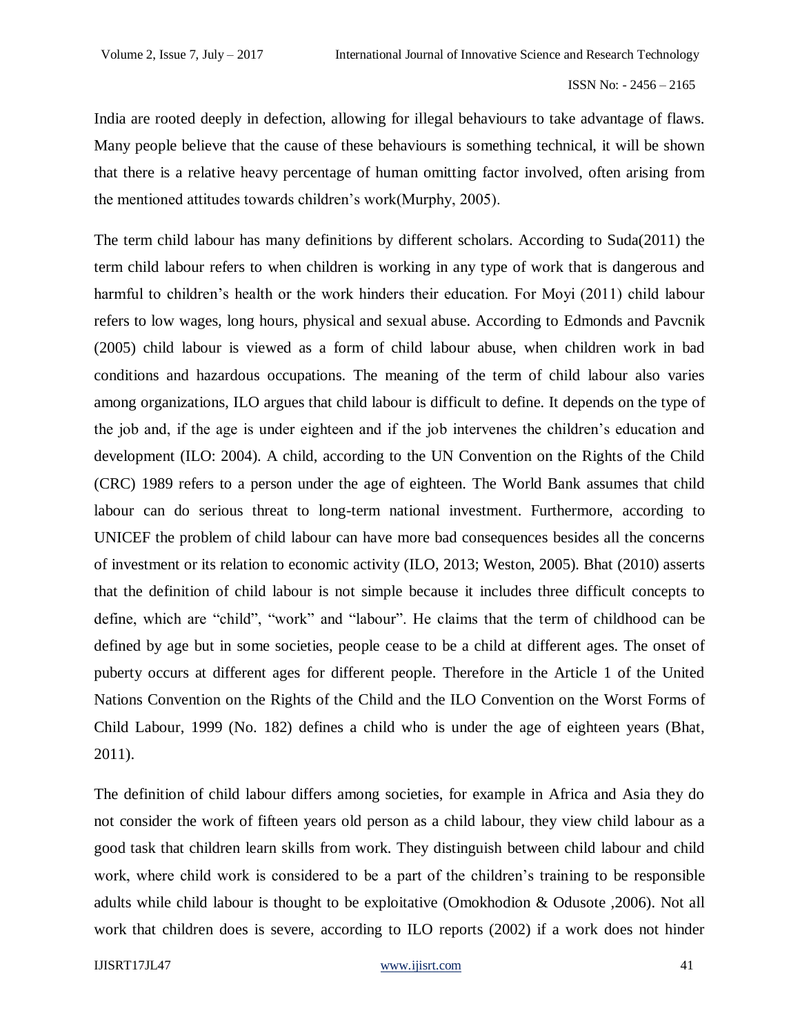India are rooted deeply in defection, allowing for illegal behaviours to take advantage of flaws. Many people believe that the cause of these behaviours is something technical, it will be shown that there is a relative heavy percentage of human omitting factor involved, often arising from the mentioned attitudes towards children's work(Murphy, 2005).

The term child labour has many definitions by different scholars. According to Suda(2011) the term child labour refers to when children is working in any type of work that is dangerous and harmful to children's health or the work hinders their education. For Moyi (2011) child labour refers to low wages, long hours, physical and sexual abuse. According to Edmonds and Pavcnik (2005) child labour is viewed as a form of child labour abuse, when children work in bad conditions and hazardous occupations. The meaning of the term of child labour also varies among organizations, ILO argues that child labour is difficult to define. It depends on the type of the job and, if the age is under eighteen and if the job intervenes the children's education and development (ILO: 2004). A child, according to the UN Convention on the Rights of the Child (CRC) 1989 refers to a person under the age of eighteen. The World Bank assumes that child labour can do serious threat to long-term national investment. Furthermore, according to UNICEF the problem of child labour can have more bad consequences besides all the concerns of investment or its relation to economic activity (ILO, 2013; Weston, 2005). Bhat (2010) asserts that the definition of child labour is not simple because it includes three difficult concepts to define, which are "child", "work" and "labour". He claims that the term of childhood can be defined by age but in some societies, people cease to be a child at different ages. The onset of puberty occurs at different ages for different people. Therefore in the Article 1 of the United Nations Convention on the Rights of the Child and the ILO Convention on the Worst Forms of Child Labour, 1999 (No. 182) defines a child who is under the age of eighteen years (Bhat, 2011).

The definition of child labour differs among societies, for example in Africa and Asia they do not consider the work of fifteen years old person as a child labour, they view child labour as a good task that children learn skills from work. They distinguish between child labour and child work, where child work is considered to be a part of the children's training to be responsible adults while child labour is thought to be exploitative (Omokhodion & Odusote ,2006). Not all work that children does is severe, according to ILO reports (2002) if a work does not hinder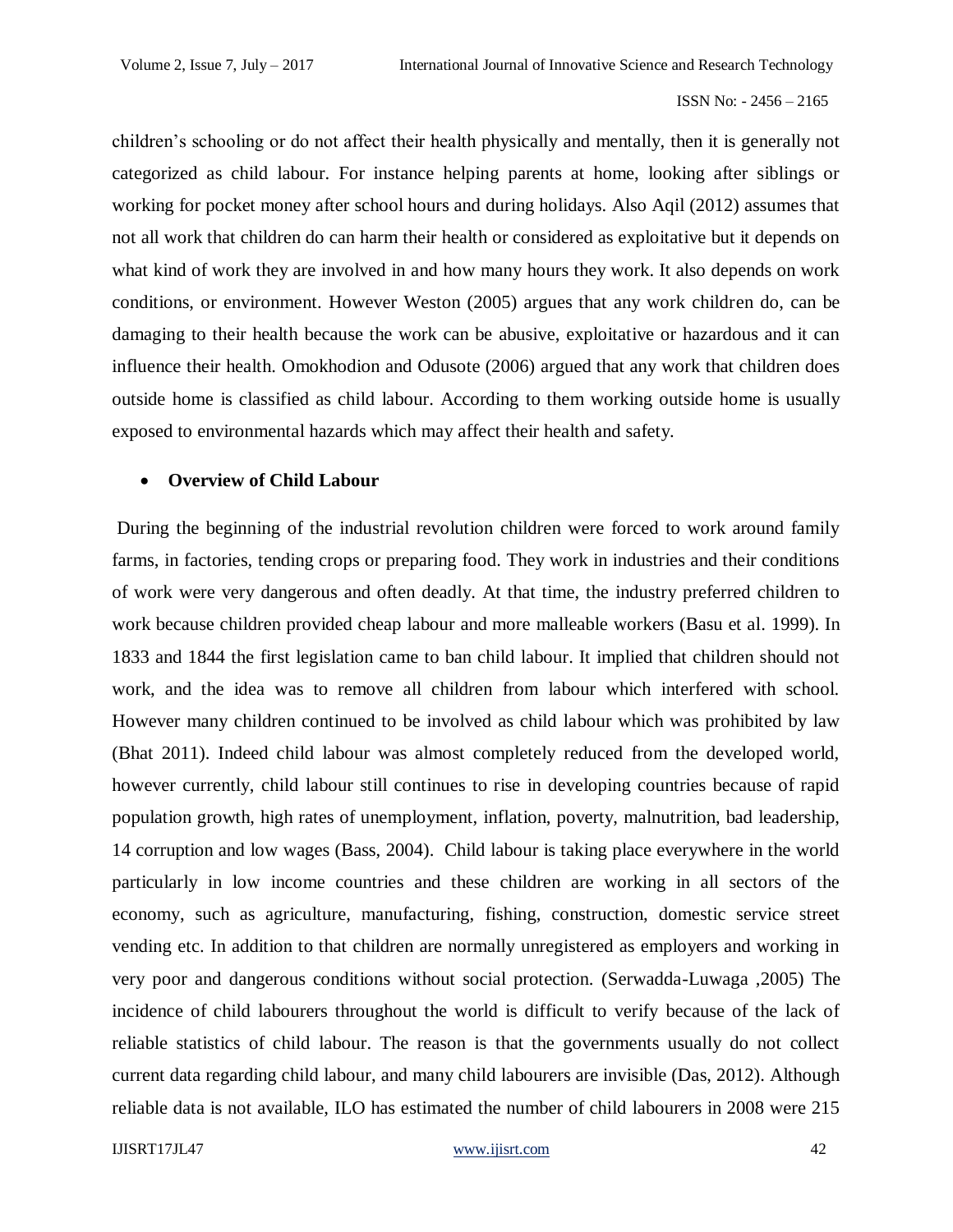children's schooling or do not affect their health physically and mentally, then it is generally not categorized as child labour. For instance helping parents at home, looking after siblings or working for pocket money after school hours and during holidays. Also Aqil (2012) assumes that not all work that children do can harm their health or considered as exploitative but it depends on what kind of work they are involved in and how many hours they work. It also depends on work conditions, or environment. However Weston (2005) argues that any work children do, can be damaging to their health because the work can be abusive, exploitative or hazardous and it can influence their health. Omokhodion and Odusote (2006) argued that any work that children does outside home is classified as child labour. According to them working outside home is usually exposed to environmental hazards which may affect their health and safety.

- **Overview of Child Labour**

During the beginning of the industrial revolution children were forced to work around family farms, in factories, tending crops or preparing food. They work in industries and their conditions of work were very dangerous and often deadly. At that time, the industry preferred children to work because children provided cheap labour and more malleable workers (Basu et al. 1999). In 1833 and 1844 the first legislation came to ban child labour. It implied that children should not work, and the idea was to remove all children from labour which interfered with school. However many children continued to be involved as child labour which was prohibited by law (Bhat 2011). Indeed child labour was almost completely reduced from the developed world, however currently, child labour still continues to rise in developing countries because of rapid population growth, high rates of unemployment, inflation, poverty, malnutrition, bad leadership, 14 corruption and low wages (Bass, 2004). Child labour is taking place everywhere in the world particularly in low income countries and these children are working in all sectors of the economy, such as agriculture, manufacturing, fishing, construction, domestic service street vending etc. In addition to that children are normally unregistered as employers and working in very poor and dangerous conditions without social protection. (Serwadda-Luwaga ,2005) The incidence of child labourers throughout the world is difficult to verify because of the lack of reliable statistics of child labour. The reason is that the governments usually do not collect current data regarding child labour, and many child labourers are invisible (Das, 2012). Although reliable data is not available, ILO has estimated the number of child labourers in 2008 were 215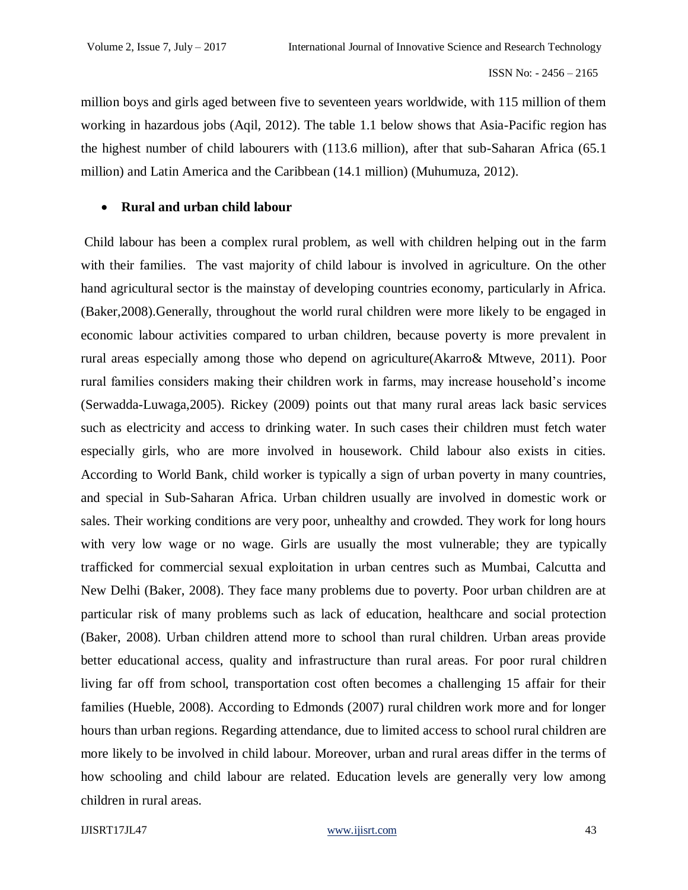million boys and girls aged between five to seventeen years worldwide, with 115 million of them working in hazardous jobs (Aqil, 2012). The table 1.1 below shows that Asia-Pacific region has the highest number of child labourers with (113.6 million), after that sub-Saharan Africa (65.1 million) and Latin America and the Caribbean (14.1 million) (Muhumuza, 2012).

- **Rural and urban child labour**

Child labour has been a complex rural problem, as well with children helping out in the farm with their families. The vast majority of child labour is involved in agriculture. On the other hand agricultural sector is the mainstay of developing countries economy, particularly in Africa. (Baker,2008).Generally, throughout the world rural children were more likely to be engaged in economic labour activities compared to urban children, because poverty is more prevalent in rural areas especially among those who depend on agriculture(Akarro& Mtweve, 2011). Poor rural families considers making their children work in farms, may increase household's income (Serwadda-Luwaga,2005). Rickey (2009) points out that many rural areas lack basic services such as electricity and access to drinking water. In such cases their children must fetch water especially girls, who are more involved in housework. Child labour also exists in cities. According to World Bank, child worker is typically a sign of urban poverty in many countries, and special in Sub-Saharan Africa. Urban children usually are involved in domestic work or sales. Their working conditions are very poor, unhealthy and crowded. They work for long hours with very low wage or no wage. Girls are usually the most vulnerable; they are typically trafficked for commercial sexual exploitation in urban centres such as Mumbai, Calcutta and New Delhi (Baker, 2008). They face many problems due to poverty. Poor urban children are at particular risk of many problems such as lack of education, healthcare and social protection (Baker, 2008). Urban children attend more to school than rural children. Urban areas provide better educational access, quality and infrastructure than rural areas. For poor rural children living far off from school, transportation cost often becomes a challenging 15 affair for their families (Hueble, 2008). According to Edmonds (2007) rural children work more and for longer hours than urban regions. Regarding attendance, due to limited access to school rural children are more likely to be involved in child labour. Moreover, urban and rural areas differ in the terms of how schooling and child labour are related. Education levels are generally very low among children in rural areas.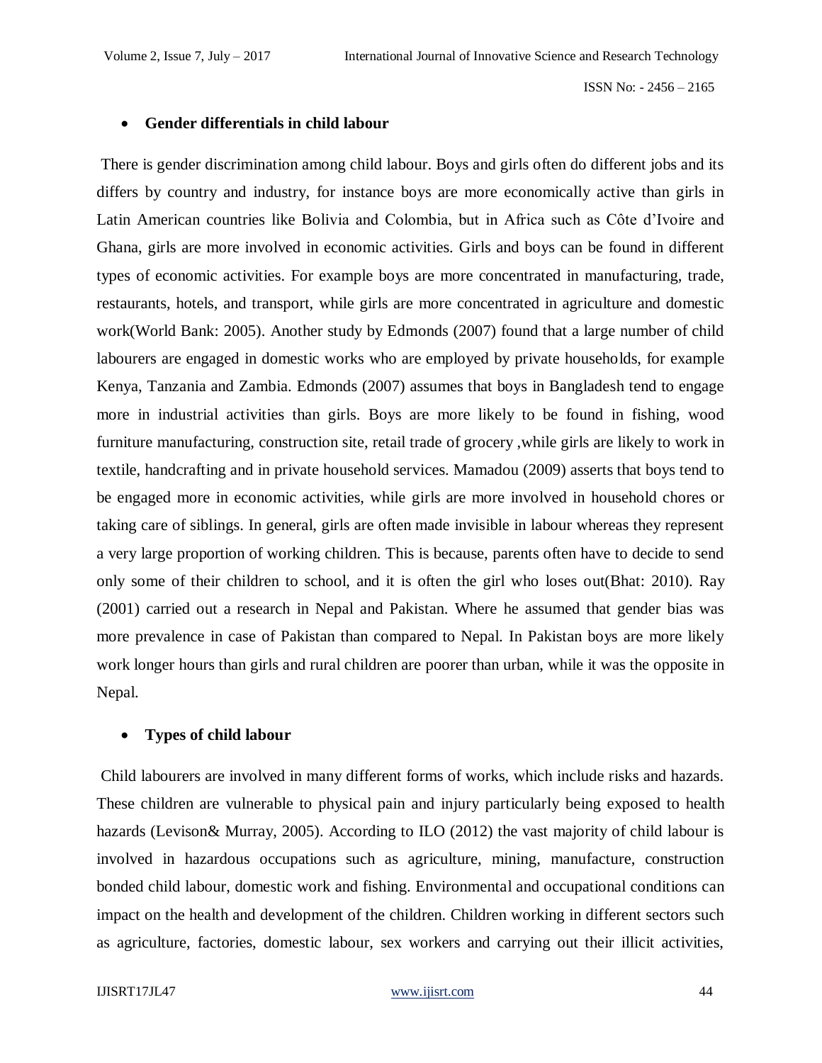- **Gender differentials in child labour**

There is gender discrimination among child labour. Boys and girls often do different jobs and its differs by country and industry, for instance boys are more economically active than girls in Latin American countries like Bolivia and Colombia, but in Africa such as Côte d'Ivoire and Ghana, girls are more involved in economic activities. Girls and boys can be found in different types of economic activities. For example boys are more concentrated in manufacturing, trade, restaurants, hotels, and transport, while girls are more concentrated in agriculture and domestic work(World Bank: 2005). Another study by Edmonds (2007) found that a large number of child labourers are engaged in domestic works who are employed by private households, for example Kenya, Tanzania and Zambia. Edmonds (2007) assumes that boys in Bangladesh tend to engage more in industrial activities than girls. Boys are more likely to be found in fishing, wood furniture manufacturing, construction site, retail trade of grocery ,while girls are likely to work in textile, handcrafting and in private household services. Mamadou (2009) asserts that boys tend to be engaged more in economic activities, while girls are more involved in household chores or taking care of siblings. In general, girls are often made invisible in labour whereas they represent a very large proportion of working children. This is because, parents often have to decide to send only some of their children to school, and it is often the girl who loses out(Bhat: 2010). Ray (2001) carried out a research in Nepal and Pakistan. Where he assumed that gender bias was more prevalence in case of Pakistan than compared to Nepal. In Pakistan boys are more likely work longer hours than girls and rural children are poorer than urban, while it was the opposite in Nepal.

- **Types of child labour**

Child labourers are involved in many different forms of works, which include risks and hazards. These children are vulnerable to physical pain and injury particularly being exposed to health hazards (Levison& Murray, 2005). According to ILO (2012) the vast majority of child labour is involved in hazardous occupations such as agriculture, mining, manufacture, construction bonded child labour, domestic work and fishing. Environmental and occupational conditions can impact on the health and development of the children. Children working in different sectors such as agriculture, factories, domestic labour, sex workers and carrying out their illicit activities,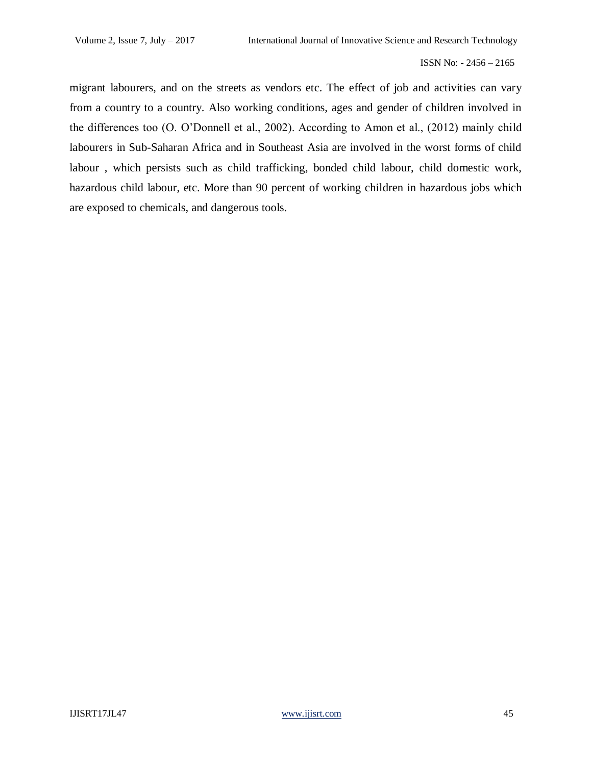migrant labourers, and on the streets as vendors etc. The effect of job and activities can vary from a country to a country. Also working conditions, ages and gender of children involved in the differences too (O. O'Donnell et al., 2002). According to Amon et al., (2012) mainly child labourers in Sub-Saharan Africa and in Southeast Asia are involved in the worst forms of child labour , which persists such as child trafficking, bonded child labour, child domestic work, hazardous child labour, etc. More than 90 percent of working children in hazardous jobs which are exposed to chemicals, and dangerous tools.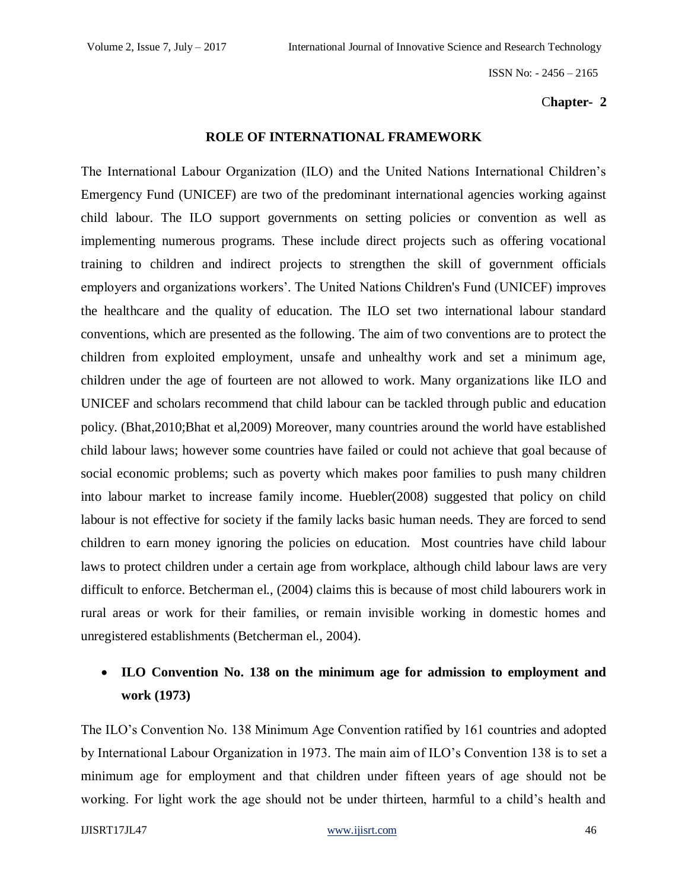**Chapter- 2**

## ROLE OF INTERNATIONAL FRAMEWORK

The International Labour Organization (ILO) and the United Nations International Children's Emergency Fund (UNICEF) are two of the predominant international agencies working against child labour. The ILO support governments on setting policies or convention as well as implementing numerous programs. These include direct projects such as offering vocational training to children and indirect projects to strengthen the skill of government officials employers and organizations workers'. The United Nations Children's Fund (UNICEF) improves the healthcare and the quality of education. The ILO set two international labour standard conventions, which are presented as the following. The aim of two conventions are to protect the children from exploited employment, unsafe and unhealthy work and set a minimum age, children under the age of fourteen are not allowed to work. Many organizations like ILO and UNICEF and scholars recommend that child labour can be tackled through public and education policy. (Bhat,2010;Bhat et al,2009) Moreover, many countries around the world have established child labour laws; however some countries have failed or could not achieve that goal because of social economic problems; such as poverty which makes poor families to push many children into labour market to increase family income. Huebler(2008) suggested that policy on child labour is not effective for society if the family lacks basic human needs. They are forced to send children to earn money ignoring the policies on education. Most countries have child labour laws to protect children under a certain age from workplace, although child labour laws are very difficult to enforce. Betcherman el., (2004) claims this is because of most child labourers work in rural areas or work for their families, or remain invisible working in domestic homes and unregistered establishments (Betcherman el., 2004).

- **ILO Convention No. 138 on the minimum age for admission to employment and work (1973)**

The ILO's Convention No. 138 Minimum Age Convention ratified by 161 countries and adopted by International Labour Organization in 1973. The main aim of ILO's Convention 138 is to set a minimum age for employment and that children under fifteen years of age should not be working. For light work the age should not be under thirteen, harmful to a child's health and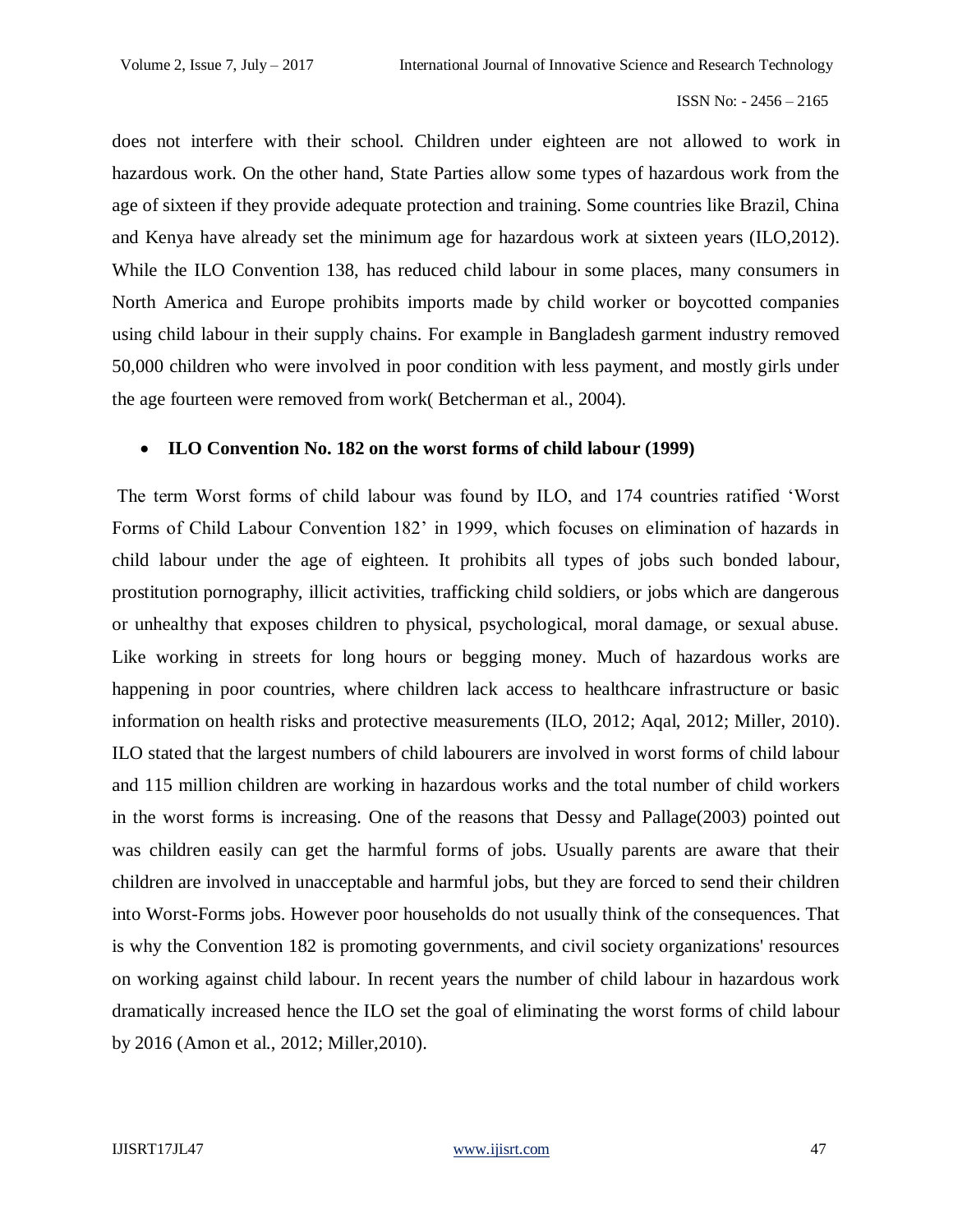does not interfere with their school. Children under eighteen are not allowed to work in hazardous work. On the other hand, State Parties allow some types of hazardous work from the age of sixteen if they provide adequate protection and training. Some countries like Brazil, China and Kenya have already set the minimum age for hazardous work at sixteen years (ILO,2012). While the ILO Convention 138, has reduced child labour in some places, many consumers in North America and Europe prohibits imports made by child worker or boycotted companies using child labour in their supply chains. For example in Bangladesh garment industry removed 50,000 children who were involved in poor condition with less payment, and mostly girls under the age fourteen were removed from work( Betcherman et al., 2004).

- **ILO Convention No. 182 on the worst forms of child labour (1999)**

The term Worst forms of child labour was found by ILO, and 174 countries ratified 'Worst Forms of Child Labour Convention 182' in 1999, which focuses on elimination of hazards in child labour under the age of eighteen. It prohibits all types of jobs such bonded labour, prostitution pornography, illicit activities, trafficking child soldiers, or jobs which are dangerous or unhealthy that exposes children to physical, psychological, moral damage, or sexual abuse. Like working in streets for long hours or begging money. Much of hazardous works are happening in poor countries, where children lack access to healthcare infrastructure or basic information on health risks and protective measurements (ILO, 2012; Aqal, 2012; Miller, 2010). ILO stated that the largest numbers of child labourers are involved in worst forms of child labour and 115 million children are working in hazardous works and the total number of child workers in the worst forms is increasing. One of the reasons that Dessy and Pallage(2003) pointed out was children easily can get the harmful forms of jobs. Usually parents are aware that their children are involved in unacceptable and harmful jobs, but they are forced to send their children into Worst-Forms jobs. However poor households do not usually think of the consequences. That is why the Convention 182 is promoting governments, and civil society organizations' resources on working against child labour. In recent years the number of child labour in hazardous work dramatically increased hence the ILO set the goal of eliminating the worst forms of child labour by 2016 (Amon et al., 2012; Miller,2010).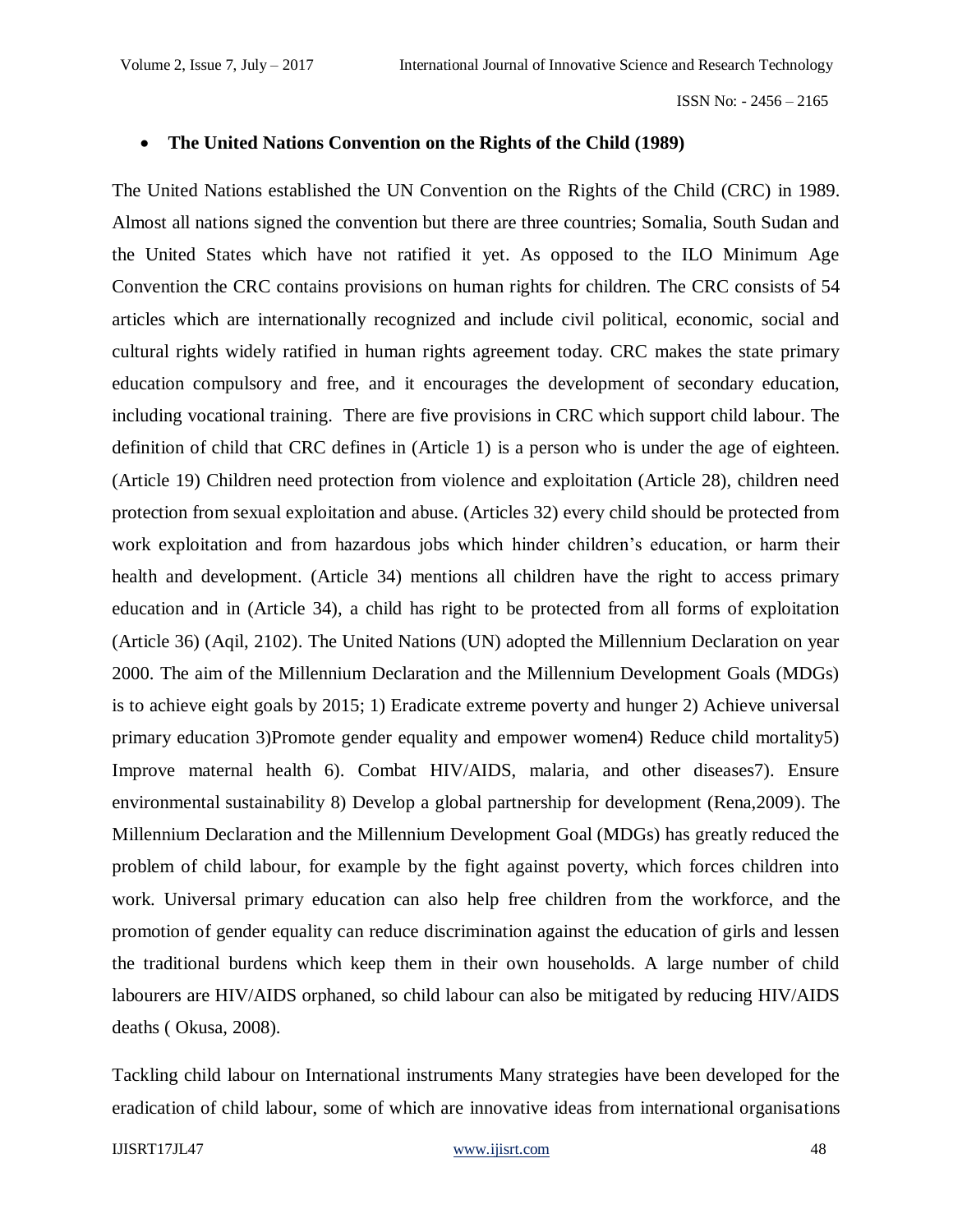- **The United Nations Convention on the Rights of the Child (1989)**

The United Nations established the UN Convention on the Rights of the Child (CRC) in 1989. Almost all nations signed the convention but there are three countries; Somalia, South Sudan and the United States which have not ratified it yet. As opposed to the ILO Minimum Age Convention the CRC contains provisions on human rights for children. The CRC consists of 54 articles which are internationally recognized and include civil political, economic, social and cultural rights widely ratified in human rights agreement today. CRC makes the state primary education compulsory and free, and it encourages the development of secondary education, including vocational training. There are five provisions in CRC which support child labour. The definition of child that CRC defines in (Article 1) is a person who is under the age of eighteen. (Article 19) Children need protection from violence and exploitation (Article 28), children need protection from sexual exploitation and abuse. (Articles 32) every child should be protected from work exploitation and from hazardous jobs which hinder children's education, or harm their health and development. (Article 34) mentions all children have the right to access primary education and in (Article 34), a child has right to be protected from all forms of exploitation (Article 36) (Aqil, 2102). The United Nations (UN) adopted the Millennium Declaration on year 2000. The aim of the Millennium Declaration and the Millennium Development Goals (MDGs) is to achieve eight goals by 2015; 1) Eradicate extreme poverty and hunger 2) Achieve universal primary education 3)Promote gender equality and empower women4) Reduce child mortality5) Improve maternal health 6). Combat HIV/AIDS, malaria, and other diseases7). Ensure environmental sustainability 8) Develop a global partnership for development (Rena,2009). The Millennium Declaration and the Millennium Development Goal (MDGs) has greatly reduced the problem of child labour, for example by the fight against poverty, which forces children into work. Universal primary education can also help free children from the workforce, and the promotion of gender equality can reduce discrimination against the education of girls and lessen the traditional burdens which keep them in their own households. A large number of child labourers are HIV/AIDS orphaned, so child labour can also be mitigated by reducing HIV/AIDS deaths ( Okusa, 2008).

Tackling child labour on International instruments Many strategies have been developed for the eradication of child labour, some of which are innovative ideas from international organisations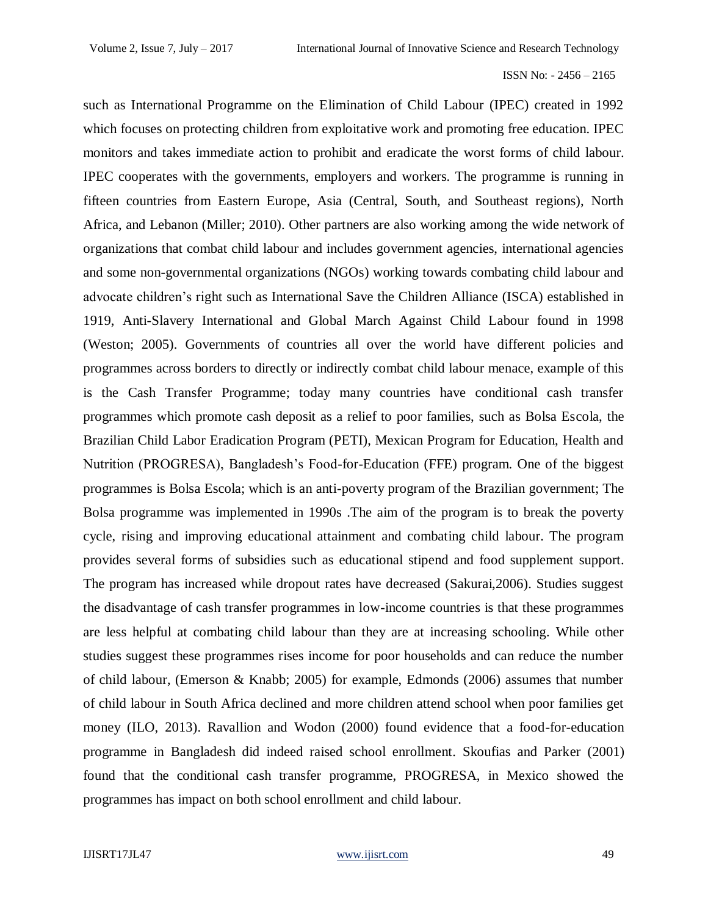such as International Programme on the Elimination of Child Labour (IPEC) created in 1992 which focuses on protecting children from exploitative work and promoting free education. IPEC monitors and takes immediate action to prohibit and eradicate the worst forms of child labour. IPEC cooperates with the governments, employers and workers. The programme is running in fifteen countries from Eastern Europe, Asia (Central, South, and Southeast regions), North Africa, and Lebanon (Miller; 2010). Other partners are also working among the wide network of organizations that combat child labour and includes government agencies, international agencies and some non-governmental organizations (NGOs) working towards combating child labour and advocate children's right such as International Save the Children Alliance (ISCA) established in 1919, Anti-Slavery International and Global March Against Child Labour found in 1998 (Weston; 2005). Governments of countries all over the world have different policies and programmes across borders to directly or indirectly combat child labour menace, example of this is the Cash Transfer Programme; today many countries have conditional cash transfer programmes which promote cash deposit as a relief to poor families, such as Bolsa Escola, the Brazilian Child Labor Eradication Program (PETI), Mexican Program for Education, Health and Nutrition (PROGRESA), Bangladesh's Food-for-Education (FFE) program. One of the biggest programmes is Bolsa Escola; which is an anti-poverty program of the Brazilian government; The Bolsa programme was implemented in 1990s .The aim of the program is to break the poverty cycle, rising and improving educational attainment and combating child labour. The program provides several forms of subsidies such as educational stipend and food supplement support. The program has increased while dropout rates have decreased (Sakurai,2006). Studies suggest the disadvantage of cash transfer programmes in low-income countries is that these programmes are less helpful at combating child labour than they are at increasing schooling. While other studies suggest these programmes rises income for poor households and can reduce the number of child labour, (Emerson & Knabb; 2005) for example, Edmonds (2006) assumes that number of child labour in South Africa declined and more children attend school when poor families get money (ILO, 2013). Ravallion and Wodon (2000) found evidence that a food-for-education programme in Bangladesh did indeed raised school enrollment. Skoufias and Parker (2001) found that the conditional cash transfer programme, PROGRESA, in Mexico showed the programmes has impact on both school enrollment and child labour.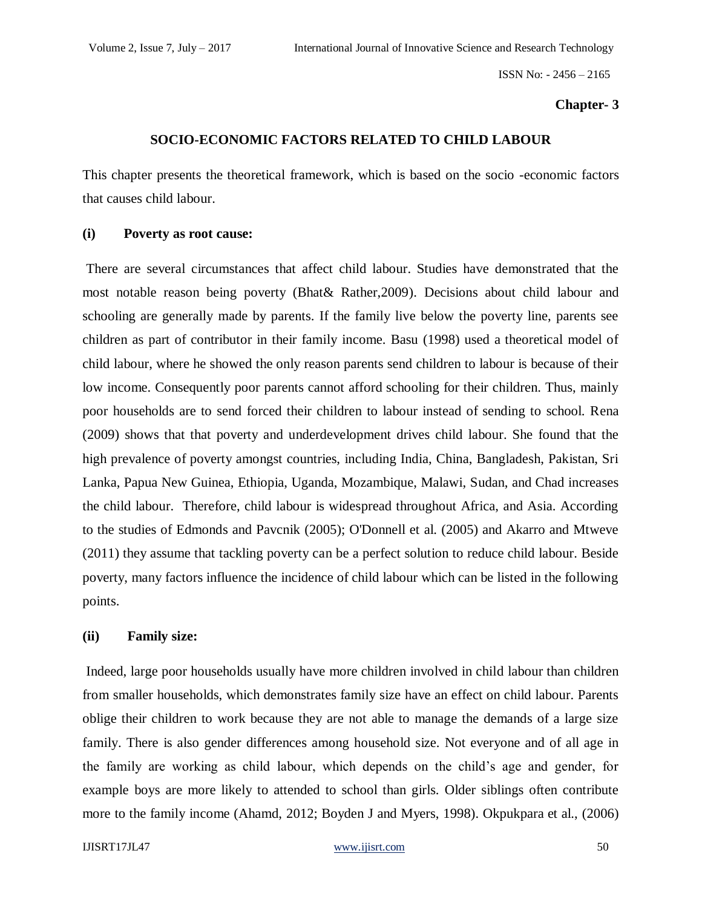**Chapter- 3**

## SOCIO-ECONOMIC FACTORS RELATED TO CHILD LABOUR

This chapter presents the theoretical framework, which is based on the socio -economic factors that causes child labour.

### (i) Poverty as root cause:

There are several circumstances that affect child labour. Studies have demonstrated that the most notable reason being poverty (Bhat& Rather,2009). Decisions about child labour and schooling are generally made by parents. If the family live below the poverty line, parents see children as part of contributor in their family income. Basu (1998) used a theoretical model of child labour, where he showed the only reason parents send children to labour is because of their low income. Consequently poor parents cannot afford schooling for their children. Thus, mainly poor households are to send forced their children to labour instead of sending to school. Rena (2009) shows that that poverty and underdevelopment drives child labour. She found that the high prevalence of poverty amongst countries, including India, China, Bangladesh, Pakistan, Sri Lanka, Papua New Guinea, Ethiopia, Uganda, Mozambique, Malawi, Sudan, and Chad increases the child labour. Therefore, child labour is widespread throughout Africa, and Asia. According to the studies of Edmonds and Pavcnik (2005); O'Donnell et al. (2005) and Akarro and Mtweve (2011) they assume that tackling poverty can be a perfect solution to reduce child labour. Beside poverty, many factors influence the incidence of child labour which can be listed in the following points.

### (ii) Family size:

Indeed, large poor households usually have more children involved in child labour than children from smaller households, which demonstrates family size have an effect on child labour. Parents oblige their children to work because they are not able to manage the demands of a large size family. There is also gender differences among household size. Not everyone and of all age in the family are working as child labour, which depends on the child's age and gender, for example boys are more likely to attended to school than girls. Older siblings often contribute more to the family income (Ahamd, 2012; Boyden J and Myers, 1998). Okpukpara et al., (2006)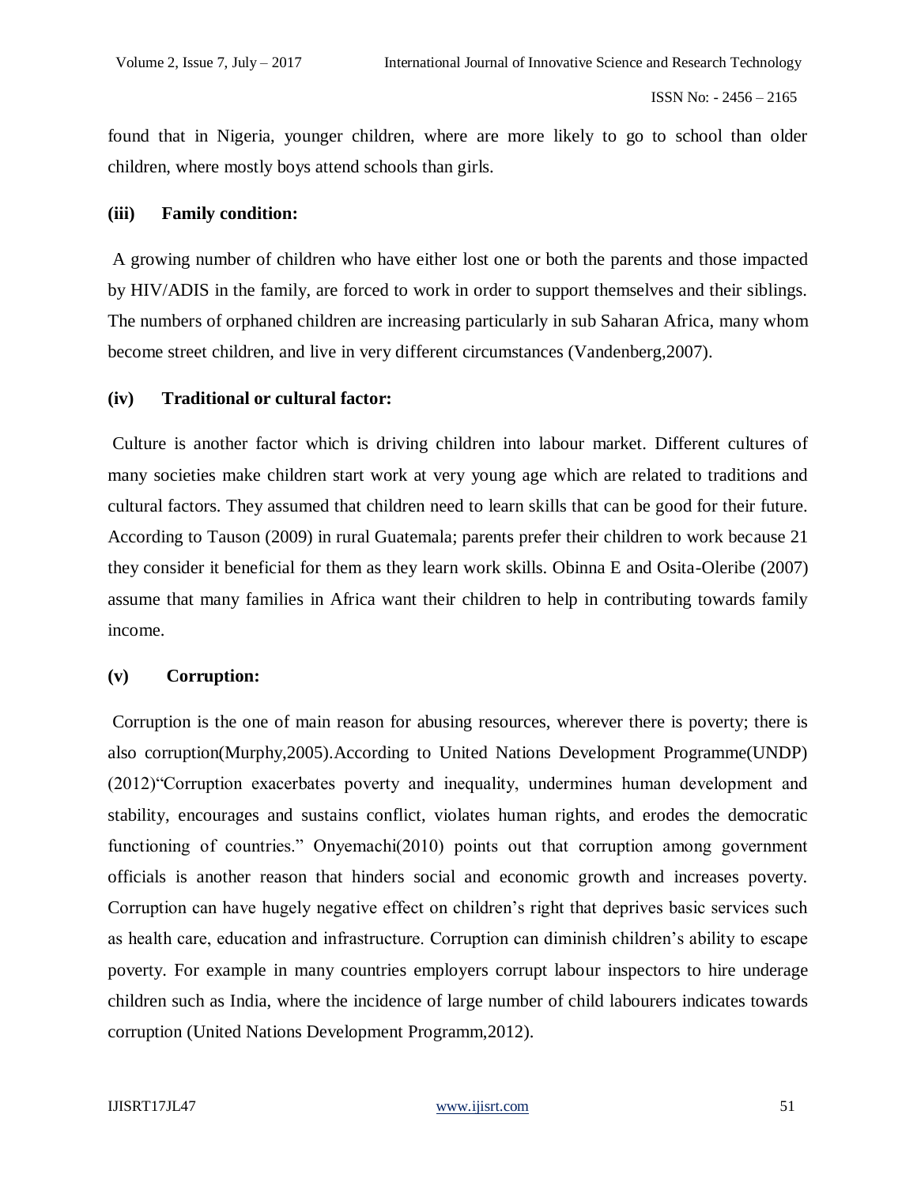found that in Nigeria, younger children, where are more likely to go to school than older children, where mostly boys attend schools than girls.

**(iii) Family condition:**

A growing number of children who have either lost one or both the parents and those impacted by HIV/ADIS in the family, are forced to work in order to support themselves and their siblings. The numbers of orphaned children are increasing particularly in sub Saharan Africa, many whom become street children, and live in very different circumstances (Vandenberg,2007).

**(iv) Traditional or cultural factor:**

Culture is another factor which is driving children into labour market. Different cultures of many societies make children start work at very young age which are related to traditions and cultural factors. They assumed that children need to learn skills that can be good for their future. According to Tauson (2009) in rural Guatemala; parents prefer their children to work because 21 they consider it beneficial for them as they learn work skills. Obinna E and Osita-Oleribe (2007) assume that many families in Africa want their children to help in contributing towards family income.

**(v) Corruption:**

Corruption is the one of main reason for abusing resources, wherever there is poverty; there is also corruption(Murphy,2005).According to United Nations Development Programme(UNDP) (2012)"Corruption exacerbates poverty and inequality, undermines human development and stability, encourages and sustains conflict, violates human rights, and erodes the democratic functioning of countries." Onyemachi(2010) points out that corruption among government officials is another reason that hinders social and economic growth and increases poverty. Corruption can have hugely negative effect on children's right that deprives basic services such as health care, education and infrastructure. Corruption can diminish children's ability to escape poverty. For example in many countries employers corrupt labour inspectors to hire underage children such as India, where the incidence of large number of child labourers indicates towards corruption (United Nations Development Programm,2012).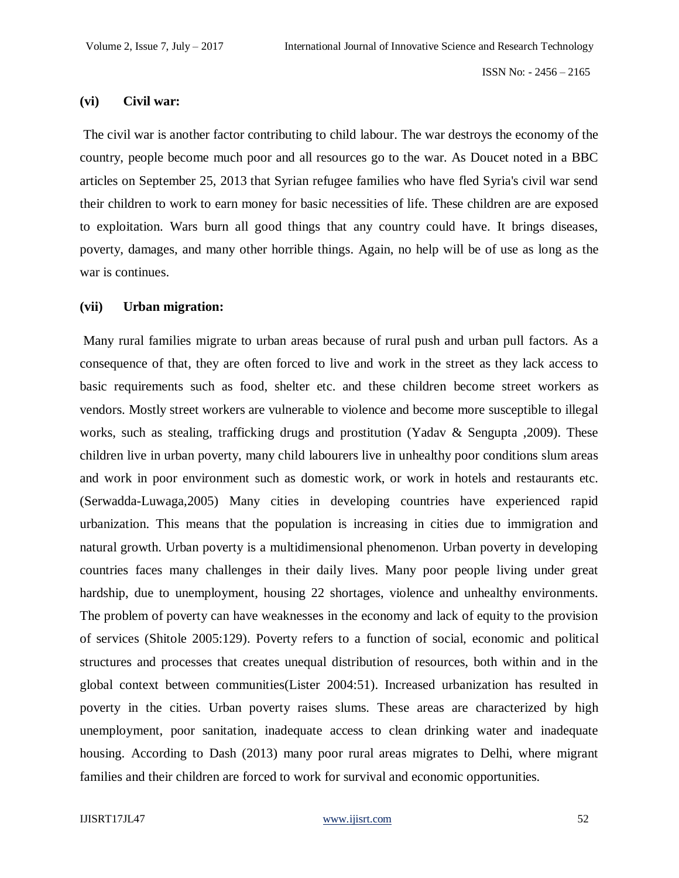**(vi) Civil war:**

The civil war is another factor contributing to child labour. The war destroys the economy of the country, people become much poor and all resources go to the war. As Doucet noted in a BBC articles on September 25, 2013 that Syrian refugee families who have fled Syria's civil war send their children to work to earn money for basic necessities of life. These children are are exposed to exploitation. Wars burn all good things that any country could have. It brings diseases, poverty, damages, and many other horrible things. Again, no help will be of use as long as the war is continues.

**(vii) Urban migration:**

Many rural families migrate to urban areas because of rural push and urban pull factors. As a consequence of that, they are often forced to live and work in the street as they lack access to basic requirements such as food, shelter etc. and these children become street workers as vendors. Mostly street workers are vulnerable to violence and become more susceptible to illegal works, such as stealing, trafficking drugs and prostitution (Yadav & Sengupta ,2009). These children live in urban poverty, many child labourers live in unhealthy poor conditions slum areas and work in poor environment such as domestic work, or work in hotels and restaurants etc. (Serwadda-Luwaga,2005) Many cities in developing countries have experienced rapid urbanization. This means that the population is increasing in cities due to immigration and natural growth. Urban poverty is a multidimensional phenomenon. Urban poverty in developing countries faces many challenges in their daily lives. Many poor people living under great hardship, due to unemployment, housing 22 shortages, violence and unhealthy environments. The problem of poverty can have weaknesses in the economy and lack of equity to the provision of services (Shitole 2005:129). Poverty refers to a function of social, economic and political structures and processes that creates unequal distribution of resources, both within and in the global context between communities(Lister 2004:51). Increased urbanization has resulted in poverty in the cities. Urban poverty raises slums. These areas are characterized by high unemployment, poor sanitation, inadequate access to clean drinking water and inadequate housing. According to Dash (2013) many poor rural areas migrates to Delhi, where migrant families and their children are forced to work for survival and economic opportunities.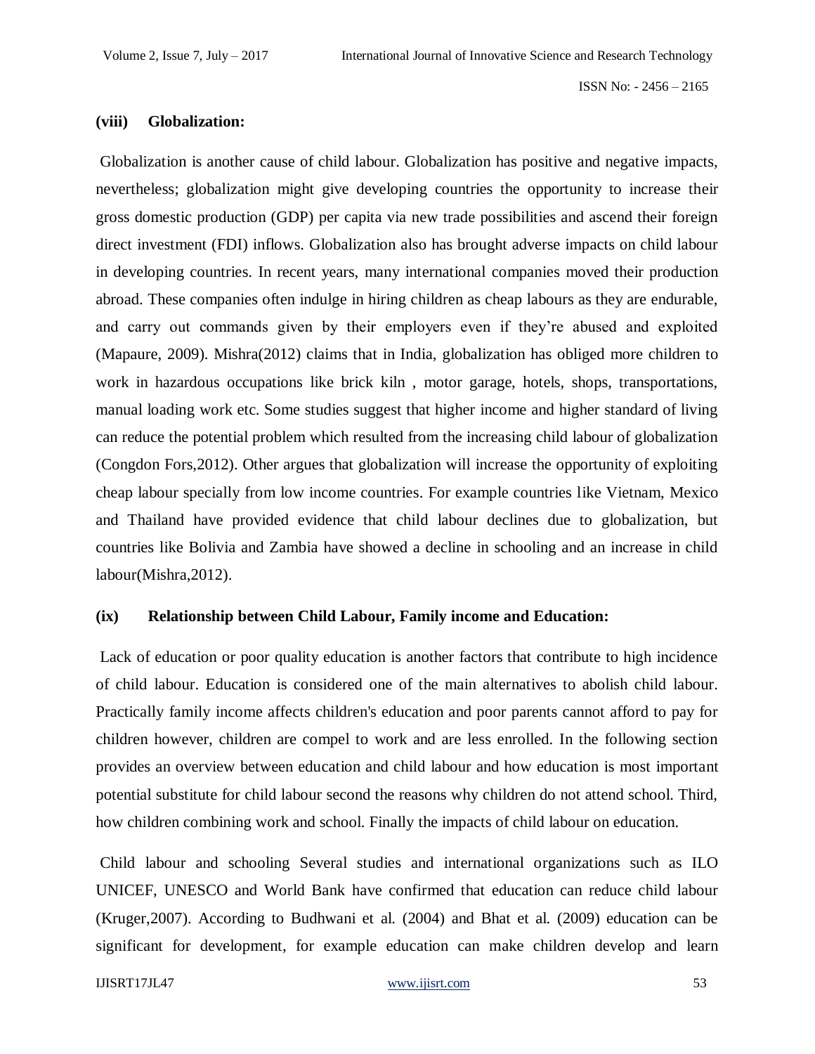**(viii) Globalization:**

Globalization is another cause of child labour. Globalization has positive and negative impacts, nevertheless; globalization might give developing countries the opportunity to increase their gross domestic production (GDP) per capita via new trade possibilities and ascend their foreign direct investment (FDI) inflows. Globalization also has brought adverse impacts on child labour in developing countries. In recent years, many international companies moved their production abroad. These companies often indulge in hiring children as cheap labours as they are endurable, and carry out commands given by their employers even if they're abused and exploited (Mapaure, 2009). Mishra(2012) claims that in India, globalization has obliged more children to work in hazardous occupations like brick kiln , motor garage, hotels, shops, transportations, manual loading work etc. Some studies suggest that higher income and higher standard of living can reduce the potential problem which resulted from the increasing child labour of globalization (Congdon Fors,2012). Other argues that globalization will increase the opportunity of exploiting cheap labour specially from low income countries. For example countries like Vietnam, Mexico and Thailand have provided evidence that child labour declines due to globalization, but countries like Bolivia and Zambia have showed a decline in schooling and an increase in child labour(Mishra,2012).

**(ix) Relationship between Child Labour, Family income and Education:**

Lack of education or poor quality education is another factors that contribute to high incidence of child labour. Education is considered one of the main alternatives to abolish child labour. Practically family income affects children's education and poor parents cannot afford to pay for children however, children are compel to work and are less enrolled. In the following section provides an overview between education and child labour and how education is most important potential substitute for child labour second the reasons why children do not attend school. Third, how children combining work and school. Finally the impacts of child labour on education.

Child labour and schooling Several studies and international organizations such as ILO UNICEF, UNESCO and World Bank have confirmed that education can reduce child labour (Kruger,2007). According to Budhwani et al. (2004) and Bhat et al. (2009) education can be significant for development, for example education can make children develop and learn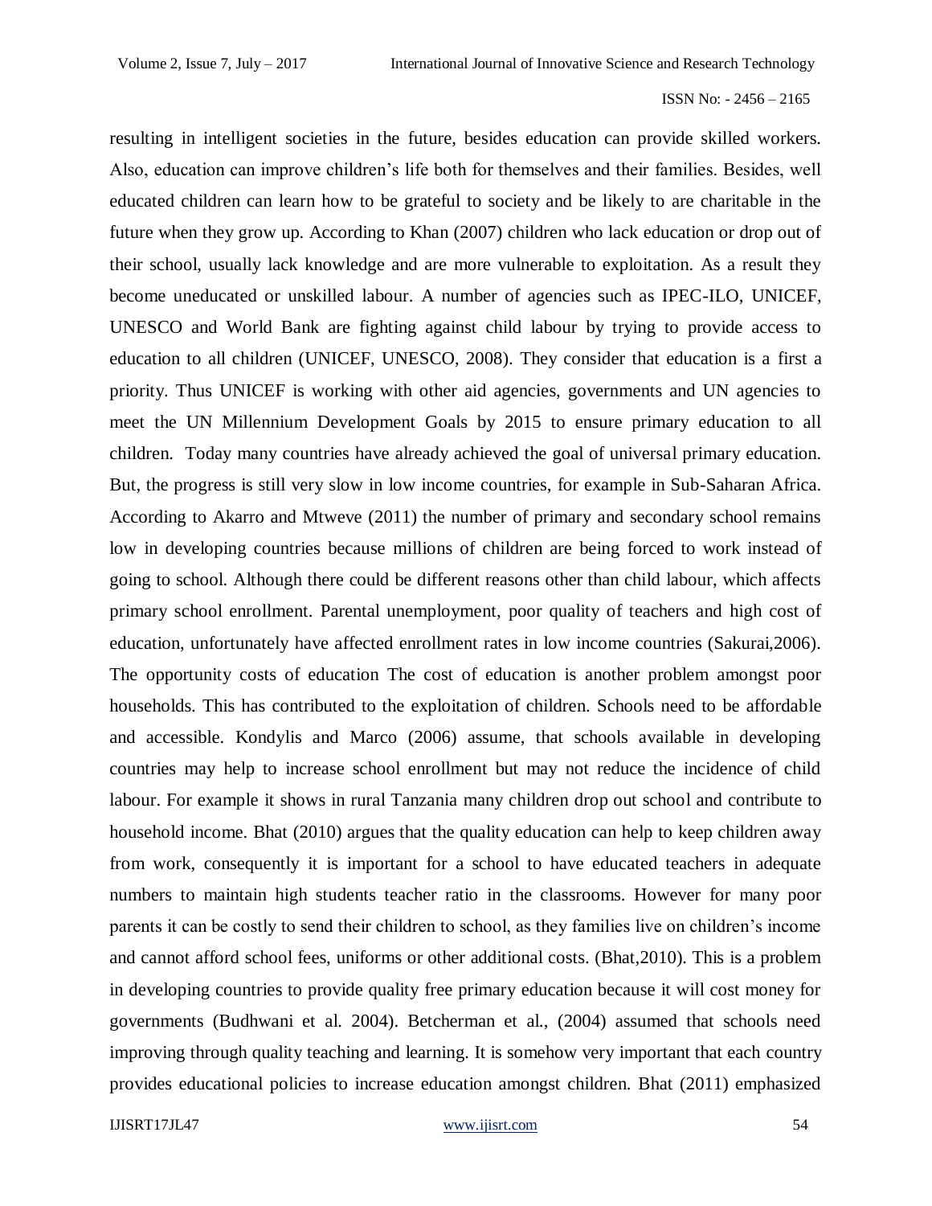resulting in intelligent societies in the future, besides education can provide skilled workers. Also, education can improve children's life both for themselves and their families. Besides, well educated children can learn how to be grateful to society and be likely to are charitable in the future when they grow up. According to Khan (2007) children who lack education or drop out of their school, usually lack knowledge and are more vulnerable to exploitation. As a result they become uneducated or unskilled labour. A number of agencies such as IPEC-ILO, UNICEF, UNESCO and World Bank are fighting against child labour by trying to provide access to education to all children (UNICEF, UNESCO, 2008). They consider that education is a first a priority. Thus UNICEF is working with other aid agencies, governments and UN agencies to meet the UN Millennium Development Goals by 2015 to ensure primary education to all children. Today many countries have already achieved the goal of universal primary education. But, the progress is still very slow in low income countries, for example in Sub-Saharan Africa. According to Akarro and Mtweve (2011) the number of primary and secondary school remains low in developing countries because millions of children are being forced to work instead of going to school. Although there could be different reasons other than child labour, which affects primary school enrollment. Parental unemployment, poor quality of teachers and high cost of education, unfortunately have affected enrollment rates in low income countries (Sakurai,2006). The opportunity costs of education The cost of education is another problem amongst poor households. This has contributed to the exploitation of children. Schools need to be affordable and accessible. Kondylis and Marco (2006) assume, that schools available in developing countries may help to increase school enrollment but may not reduce the incidence of child labour. For example it shows in rural Tanzania many children drop out school and contribute to household income. Bhat (2010) argues that the quality education can help to keep children away from work, consequently it is important for a school to have educated teachers in adequate numbers to maintain high students teacher ratio in the classrooms. However for many poor parents it can be costly to send their children to school, as they families live on children's income and cannot afford school fees, uniforms or other additional costs. (Bhat,2010). This is a problem in developing countries to provide quality free primary education because it will cost money for governments (Budhwani et al. 2004). Betcherman et al., (2004) assumed that schools need improving through quality teaching and learning. It is somehow very important that each country provides educational policies to increase education amongst children. Bhat (2011) emphasized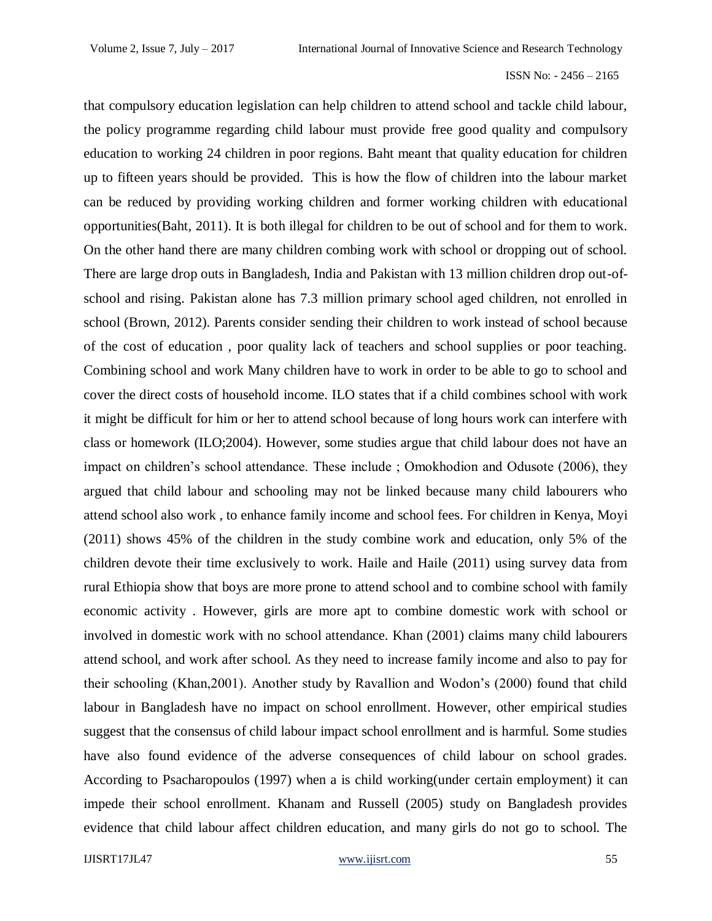that compulsory education legislation can help children to attend school and tackle child labour, the policy programme regarding child labour must provide free good quality and compulsory education to working 24 children in poor regions. Baht meant that quality education for children up to fifteen years should be provided. This is how the flow of children into the labour market can be reduced by providing working children and former working children with educational opportunities(Baht, 2011). It is both illegal for children to be out of school and for them to work. On the other hand there are many children combing work with school or dropping out of school. There are large drop outs in Bangladesh, India and Pakistan with 13 million children drop out-of-school and rising. Pakistan alone has 7.3 million primary school aged children, not enrolled in school (Brown, 2012). Parents consider sending their children to work instead of school because of the cost of education , poor quality lack of teachers and school supplies or poor teaching. Combining school and work Many children have to work in order to be able to go to school and cover the direct costs of household income. ILO states that if a child combines school with work it might be difficult for him or her to attend school because of long hours work can interfere with class or homework (ILO;2004). However, some studies argue that child labour does not have an impact on children's school attendance. These include ; Omokhodion and Odusote (2006), they argued that child labour and schooling may not be linked because many child labourers who attend school also work , to enhance family income and school fees. For children in Kenya, Moyi (2011) shows 45% of the children in the study combine work and education, only 5% of the children devote their time exclusively to work. Haile and Haile (2011) using survey data from rural Ethiopia show that boys are more prone to attend school and to combine school with family economic activity . However, girls are more apt to combine domestic work with school or involved in domestic work with no school attendance. Khan (2001) claims many child labourers attend school, and work after school. As they need to increase family income and also to pay for their schooling (Khan,2001). Another study by Ravallion and Wodon's (2000) found that child labour in Bangladesh have no impact on school enrollment. However, other empirical studies suggest that the consensus of child labour impact school enrollment and is harmful. Some studies have also found evidence of the adverse consequences of child labour on school grades. According to Psacharopoulos (1997) when a is child working(under certain employment) it can impede their school enrollment. Khanam and Russell (2005) study on Bangladesh provides evidence that child labour affect children education, and many girls do not go to school. The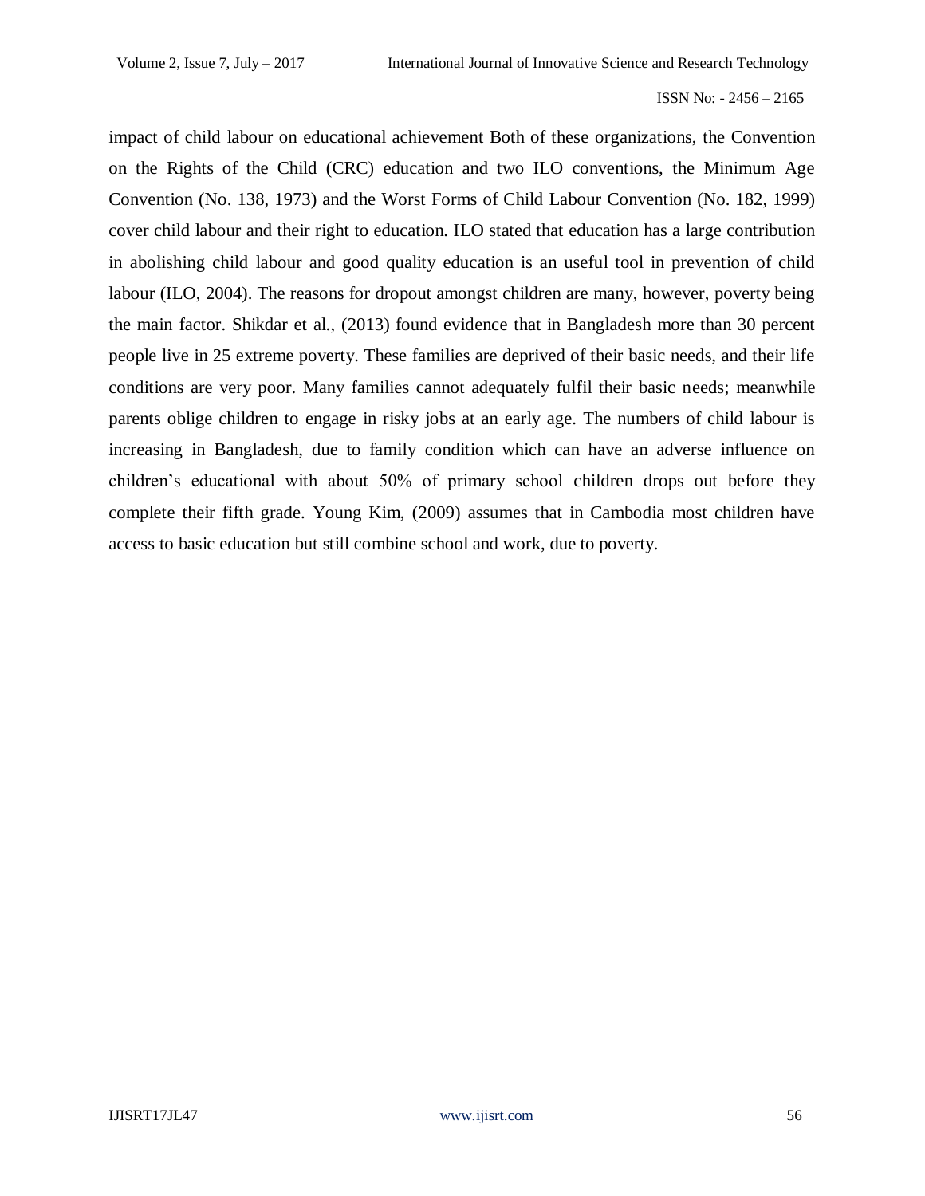impact of child labour on educational achievement Both of these organizations, the Convention on the Rights of the Child (CRC) education and two ILO conventions, the Minimum Age Convention (No. 138, 1973) and the Worst Forms of Child Labour Convention (No. 182, 1999) cover child labour and their right to education. ILO stated that education has a large contribution in abolishing child labour and good quality education is an useful tool in prevention of child labour (ILO, 2004). The reasons for dropout amongst children are many, however, poverty being the main factor. Shikdar et al., (2013) found evidence that in Bangladesh more than 30 percent people live in 25 extreme poverty. These families are deprived of their basic needs, and their life conditions are very poor. Many families cannot adequately fulfil their basic needs; meanwhile parents oblige children to engage in risky jobs at an early age. The numbers of child labour is increasing in Bangladesh, due to family condition which can have an adverse influence on children's educational with about 50% of primary school children drops out before they complete their fifth grade. Young Kim, (2009) assumes that in Cambodia most children have access to basic education but still combine school and work, due to poverty.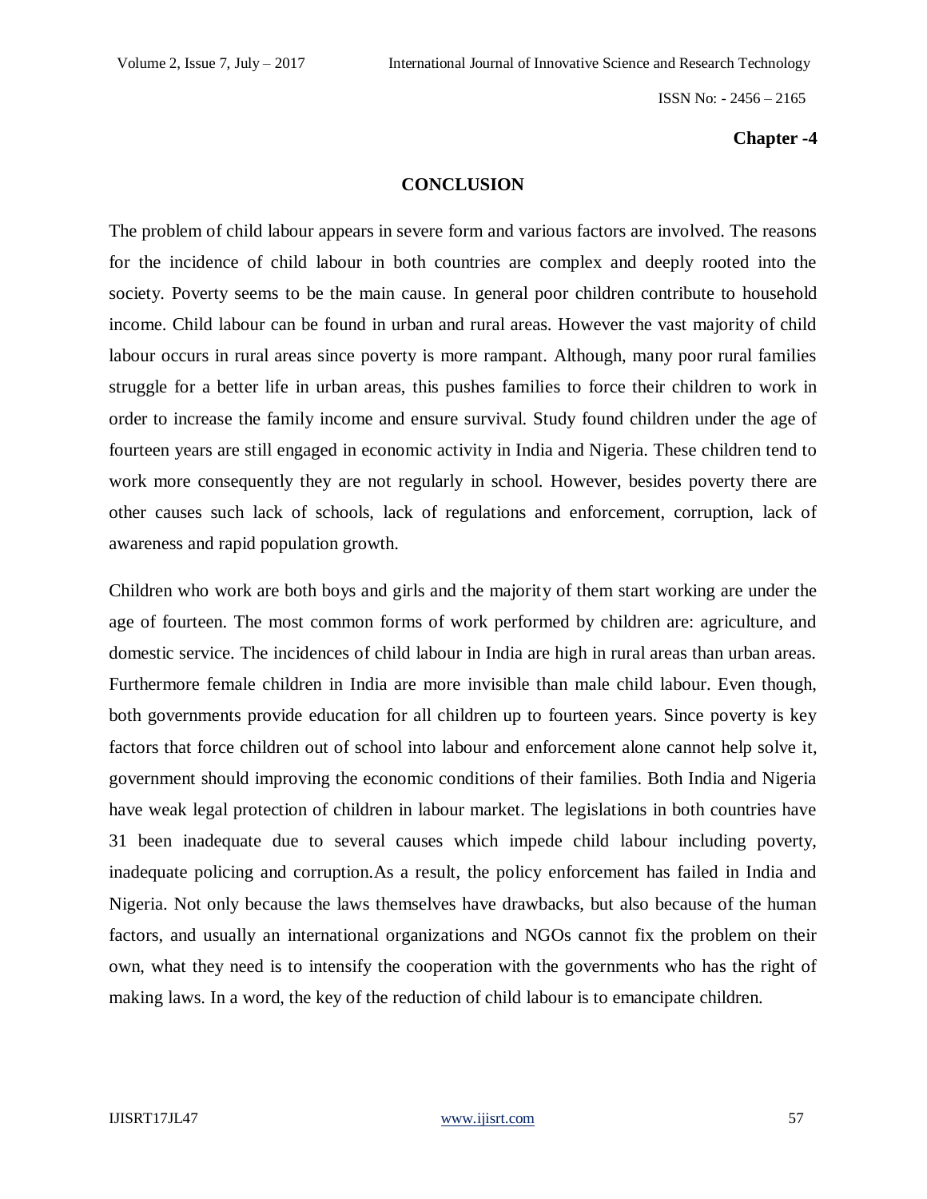**Chapter -4**

## CONCLUSION

The problem of child labour appears in severe form and various factors are involved. The reasons for the incidence of child labour in both countries are complex and deeply rooted into the society. Poverty seems to be the main cause. In general poor children contribute to household income. Child labour can be found in urban and rural areas. However the vast majority of child labour occurs in rural areas since poverty is more rampant. Although, many poor rural families struggle for a better life in urban areas, this pushes families to force their children to work in order to increase the family income and ensure survival. Study found children under the age of fourteen years are still engaged in economic activity in India and Nigeria. These children tend to work more consequently they are not regularly in school. However, besides poverty there are other causes such lack of schools, lack of regulations and enforcement, corruption, lack of awareness and rapid population growth.

Children who work are both boys and girls and the majority of them start working are under the age of fourteen. The most common forms of work performed by children are: agriculture, and domestic service. The incidences of child labour in India are high in rural areas than urban areas. Furthermore female children in India are more invisible than male child labour. Even though, both governments provide education for all children up to fourteen years. Since poverty is key factors that force children out of school into labour and enforcement alone cannot help solve it, government should improving the economic conditions of their families. Both India and Nigeria have weak legal protection of children in labour market. The legislations in both countries have 31 been inadequate due to several causes which impede child labour including poverty, inadequate policing and corruption.As a result, the policy enforcement has failed in India and Nigeria. Not only because the laws themselves have drawbacks, but also because of the human factors, and usually an international organizations and NGOs cannot fix the problem on their own, what they need is to intensify the cooperation with the governments who has the right of making laws. In a word, the key of the reduction of child labour is to emancipate children.